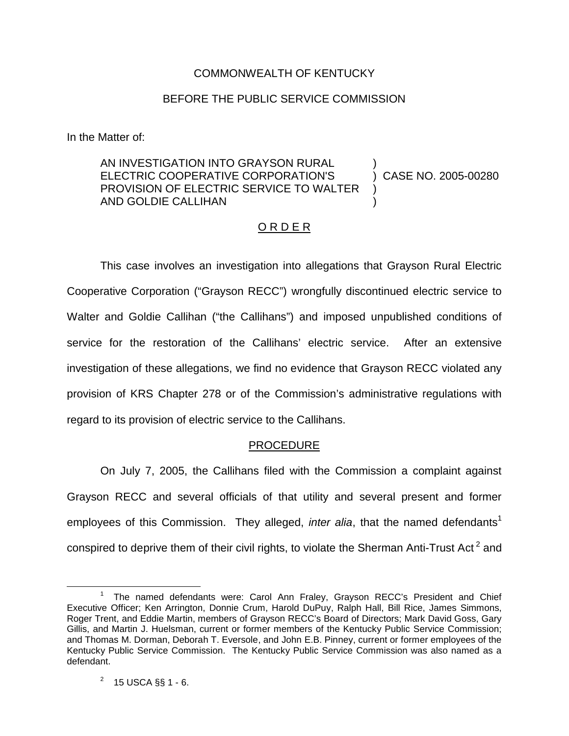COMMONWEALTH OF KENTUCKY

BEFORE THE PUBLIC SERVICE COMMISSION

In the Matter of:

| | | |
|---|---|---|
| AN INVESTIGATION INTO GRAYSON RURAL ELECTRIC COOPERATIVE CORPORATION'S PROVISION OF ELECTRIC SERVICE TO WALTER AND GOLDIE CALLIHAN | ) | CASE NO. 2005-00280 |

## O R D E R

This case involves an investigation into allegations that Grayson Rural Electric Cooperative Corporation ("Grayson RECC") wrongfully discontinued electric service to Walter and Goldie Callihan ("the Callihans") and imposed unpublished conditions of service for the restoration of the Callihans' electric service. After an extensive investigation of these allegations, we find no evidence that Grayson RECC violated any provision of KRS Chapter 278 or of the Commission's administrative regulations with regard to its provision of electric service to the Callihans.

## PROCEDURE

On July 7, 2005, the Callihans filed with the Commission a complaint against Grayson RECC and several officials of that utility and several present and former employees of this Commission. They alleged, *inter alia*, that the named defendants[1] conspired to deprive them of their civil rights, to violate the Sherman Anti-Trust Act[2] and

---

[1] The named defendants were: Carol Ann Fraley, Grayson RECC's President and Chief Executive Officer; Ken Arrington, Donnie Crum, Harold DuPuy, Ralph Hall, Bill Rice, James Simmons, Roger Trent, and Eddie Martin, members of Grayson RECC's Board of Directors; Mark David Goss, Gary Gillis, and Martin J. Huelsman, current or former members of the Kentucky Public Service Commission; and Thomas M. Dorman, Deborah T. Eversole, and John E.B. Pinney, current or former employees of the Kentucky Public Service Commission. The Kentucky Public Service Commission was also named as a defendant.

[2] 15 USCA §§ 1 - 6.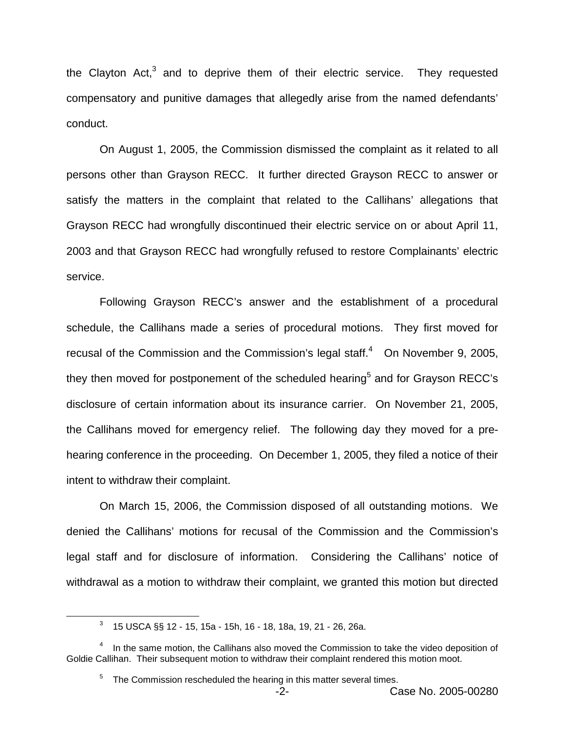the Clayton Act,[3] and to deprive them of their electric service. They requested compensatory and punitive damages that allegedly arise from the named defendants' conduct.

On August 1, 2005, the Commission dismissed the complaint as it related to all persons other than Grayson RECC. It further directed Grayson RECC to answer or satisfy the matters in the complaint that related to the Callihans' allegations that Grayson RECC had wrongfully discontinued their electric service on or about April 11, 2003 and that Grayson RECC had wrongfully refused to restore Complainants' electric service.

Following Grayson RECC's answer and the establishment of a procedural schedule, the Callihans made a series of procedural motions. They first moved for recusal of the Commission and the Commission's legal staff.[4] On November 9, 2005, they then moved for postponement of the scheduled hearing[5] and for Grayson RECC's disclosure of certain information about its insurance carrier. On November 21, 2005, the Callihans moved for emergency relief. The following day they moved for a pre-hearing conference in the proceeding. On December 1, 2005, they filed a notice of their intent to withdraw their complaint.

On March 15, 2006, the Commission disposed of all outstanding motions. We denied the Callihans' motions for recusal of the Commission and the Commission's legal staff and for disclosure of information. Considering the Callihans' notice of withdrawal as a motion to withdraw their complaint, we granted this motion but directed

---

[3] 15 USCA §§ 12 - 15, 15a - 15h, 16 - 18, 18a, 19, 21 - 26, 26a.

[4] In the same motion, the Callihans also moved the Commission to take the video deposition of Goldie Callihan. Their subsequent motion to withdraw their complaint rendered this motion moot.

[5] The Commission rescheduled the hearing in this matter several times.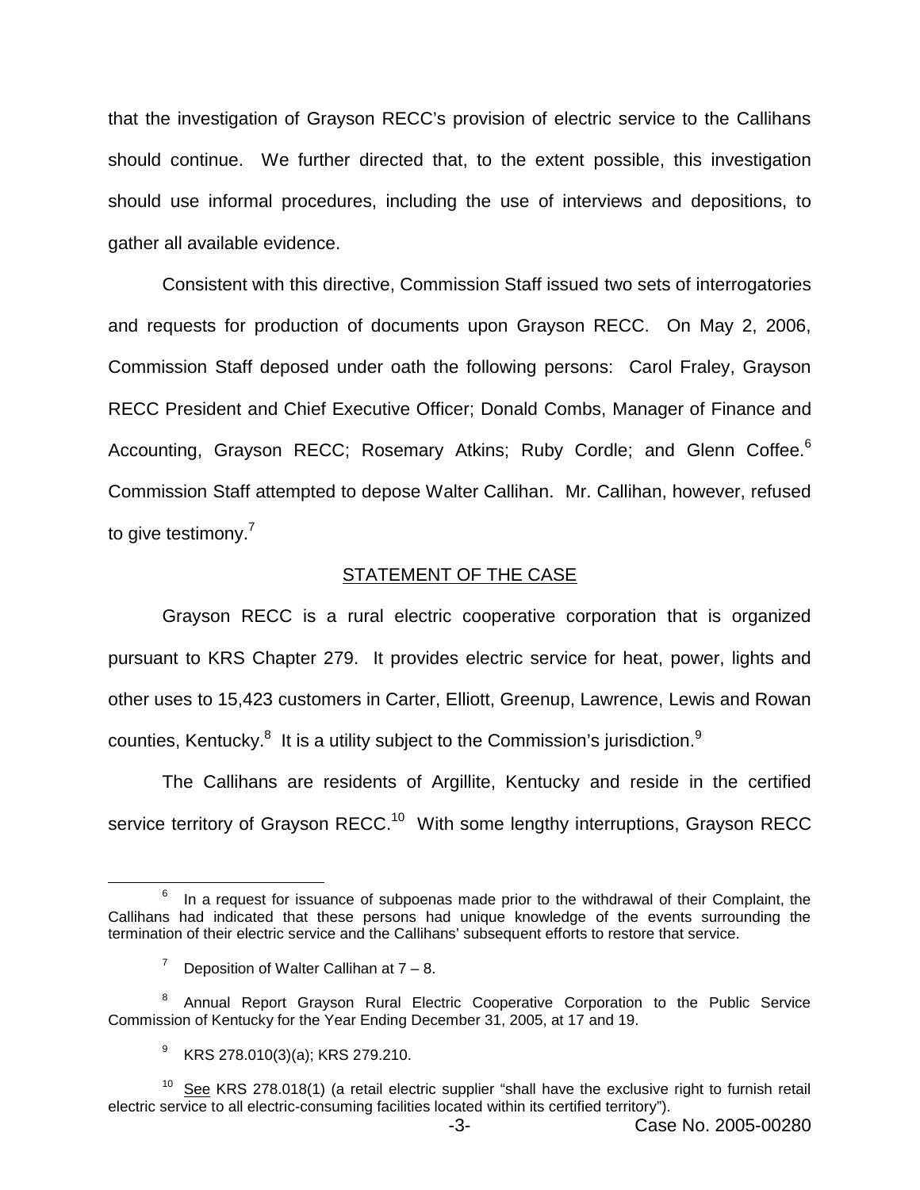that the investigation of Grayson RECC's provision of electric service to the Callihans should continue. We further directed that, to the extent possible, this investigation should use informal procedures, including the use of interviews and depositions, to gather all available evidence.

Consistent with this directive, Commission Staff issued two sets of interrogatories and requests for production of documents upon Grayson RECC. On May 2, 2006, Commission Staff deposed under oath the following persons: Carol Fraley, Grayson RECC President and Chief Executive Officer; Donald Combs, Manager of Finance and Accounting, Grayson RECC; Rosemary Atkins; Ruby Cordle; and Glenn Coffee.[6] Commission Staff attempted to depose Walter Callihan. Mr. Callihan, however, refused to give testimony.[7]

## STATEMENT OF THE CASE

Grayson RECC is a rural electric cooperative corporation that is organized pursuant to KRS Chapter 279. It provides electric service for heat, power, lights and other uses to 15,423 customers in Carter, Elliott, Greenup, Lawrence, Lewis and Rowan counties, Kentucky.[8] It is a utility subject to the Commission's jurisdiction.[9]

The Callihans are residents of Argillite, Kentucky and reside in the certified service territory of Grayson RECC.[10] With some lengthy interruptions, Grayson RECC

---

[6] In a request for issuance of subpoenas made prior to the withdrawal of their Complaint, the Callihans had indicated that these persons had unique knowledge of the events surrounding the termination of their electric service and the Callihans' subsequent efforts to restore that service.

[7] Deposition of Walter Callihan at 7 – 8.

[8] Annual Report Grayson Rural Electric Cooperative Corporation to the Public Service Commission of Kentucky for the Year Ending December 31, 2005, at 17 and 19.

[9] KRS 278.010(3)(a); KRS 279.210.

[10] See KRS 278.018(1) (a retail electric supplier "shall have the exclusive right to furnish retail electric service to all electric-consuming facilities located within its certified territory").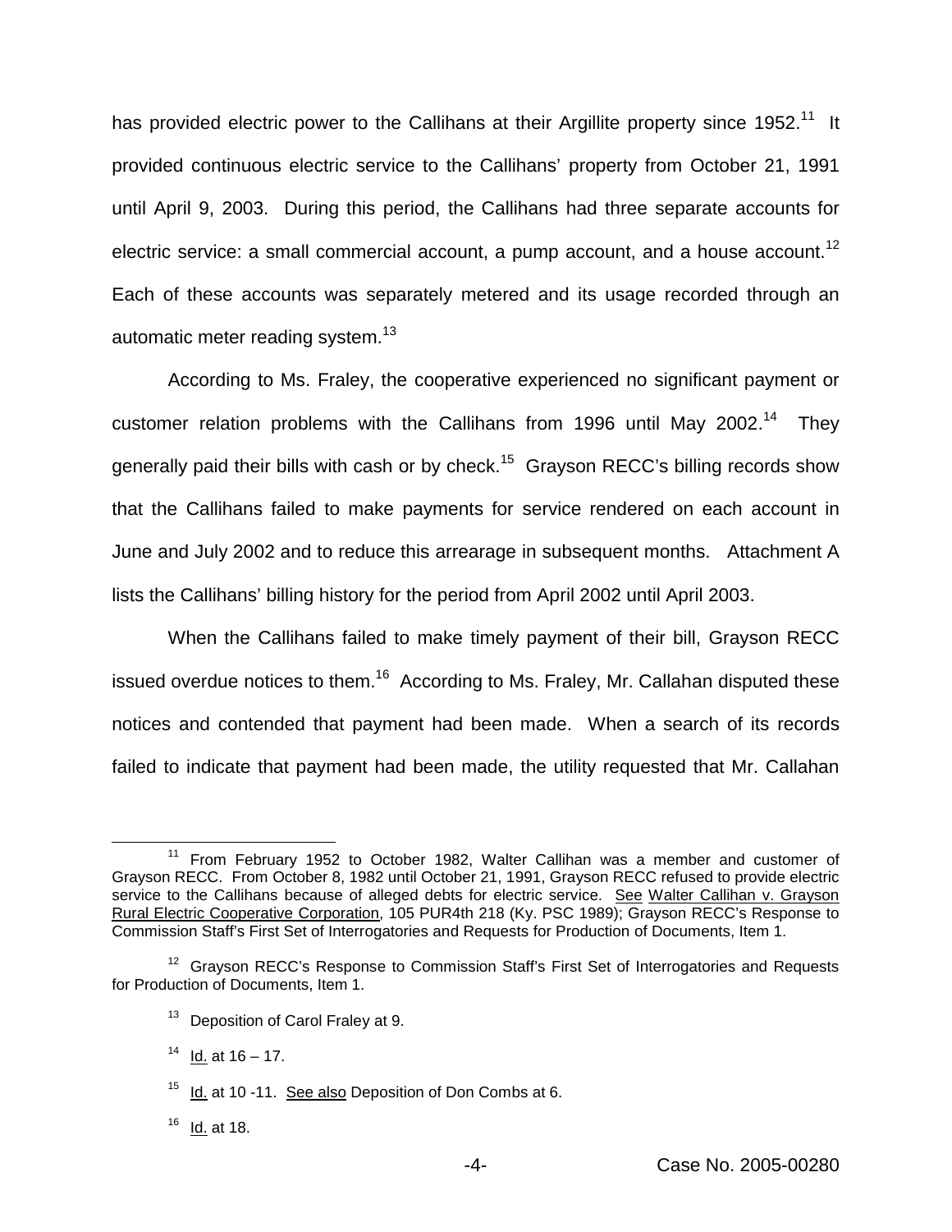has provided electric power to the Callihans at their Argillite property since 1952.[11] It provided continuous electric service to the Callihans' property from October 21, 1991 until April 9, 2003. During this period, the Callihans had three separate accounts for electric service: a small commercial account, a pump account, and a house account.[12] Each of these accounts was separately metered and its usage recorded through an automatic meter reading system.[13]

According to Ms. Fraley, the cooperative experienced no significant payment or customer relation problems with the Callihans from 1996 until May 2002.[14] They generally paid their bills with cash or by check.[15] Grayson RECC's billing records show that the Callihans failed to make payments for service rendered on each account in June and July 2002 and to reduce this arrearage in subsequent months. Attachment A lists the Callihans' billing history for the period from April 2002 until April 2003.

When the Callihans failed to make timely payment of their bill, Grayson RECC issued overdue notices to them.[16] According to Ms. Fraley, Mr. Callahan disputed these notices and contended that payment had been made. When a search of its records failed to indicate that payment had been made, the utility requested that Mr. Callahan

---

[11] From February 1952 to October 1982, Walter Callihan was a member and customer of Grayson RECC. From October 8, 1982 until October 21, 1991, Grayson RECC refused to provide electric service to the Callihans because of alleged debts for electric service. <u>See</u> <u>Walter Callihan v. Grayson Rural Electric Cooperative Corporation</u>, 105 PUR4th 218 (Ky. PSC 1989); Grayson RECC's Response to Commission Staff's First Set of Interrogatories and Requests for Production of Documents, Item 1.

[12] Grayson RECC's Response to Commission Staff's First Set of Interrogatories and Requests for Production of Documents, Item 1.

[13] Deposition of Carol Fraley at 9.

[14] <u>Id.</u> at 16 – 17.

[15] <u>Id.</u> at 10 -11. <u>See also</u> Deposition of Don Combs at 6.

[16] <u>Id.</u> at 18.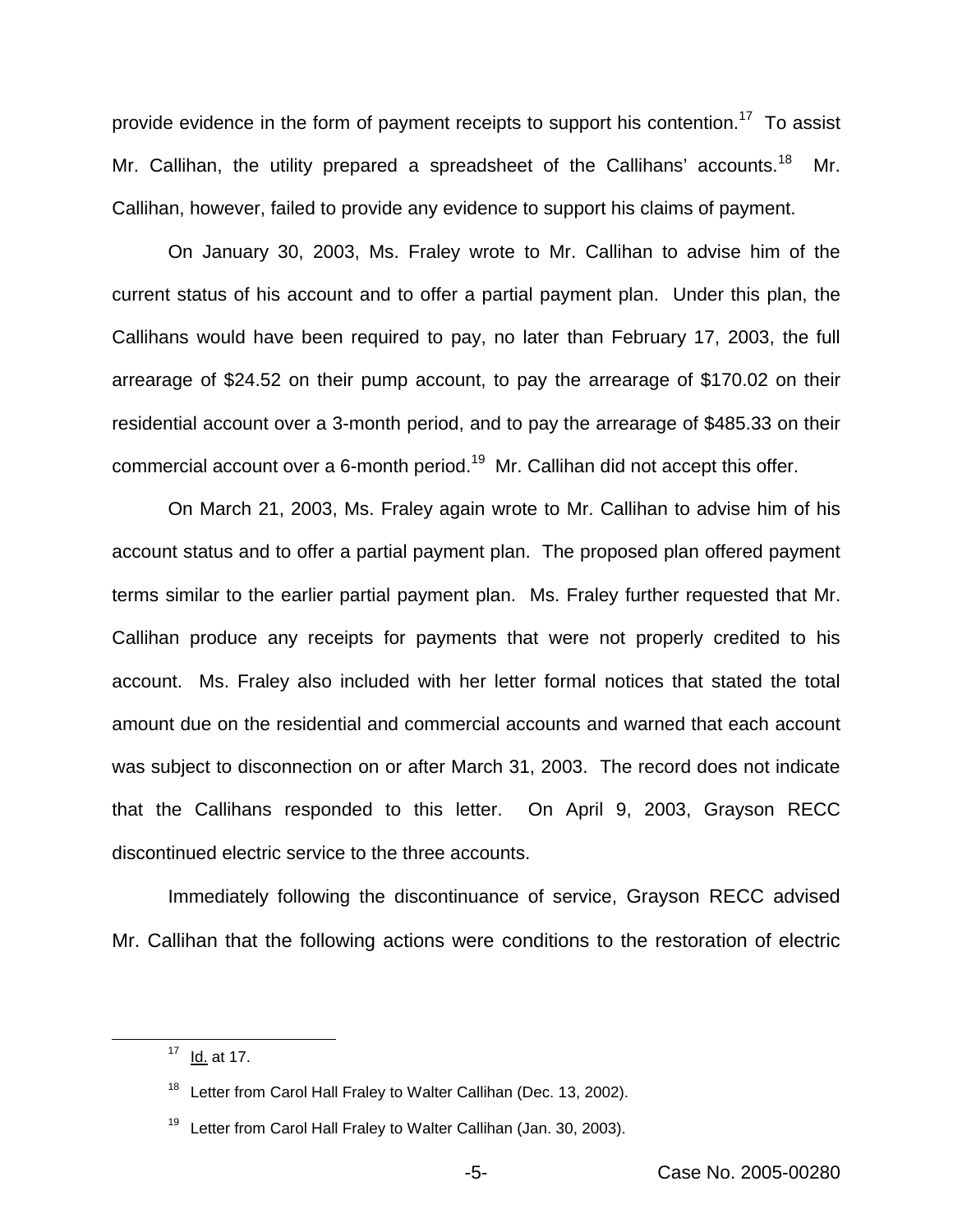provide evidence in the form of payment receipts to support his contention.[17] To assist Mr. Callihan, the utility prepared a spreadsheet of the Callihans' accounts.[18] Mr. Callihan, however, failed to provide any evidence to support his claims of payment.

On January 30, 2003, Ms. Fraley wrote to Mr. Callihan to advise him of the current status of his account and to offer a partial payment plan. Under this plan, the Callihans would have been required to pay, no later than February 17, 2003, the full arrearage of $24.52 on their pump account, to pay the arrearage of $170.02 on their residential account over a 3-month period, and to pay the arrearage of $485.33 on their commercial account over a 6-month period.[19] Mr. Callihan did not accept this offer.

On March 21, 2003, Ms. Fraley again wrote to Mr. Callihan to advise him of his account status and to offer a partial payment plan. The proposed plan offered payment terms similar to the earlier partial payment plan. Ms. Fraley further requested that Mr. Callihan produce any receipts for payments that were not properly credited to his account. Ms. Fraley also included with her letter formal notices that stated the total amount due on the residential and commercial accounts and warned that each account was subject to disconnection on or after March 31, 2003. The record does not indicate that the Callihans responded to this letter. On April 9, 2003, Grayson RECC discontinued electric service to the three accounts.

Immediately following the discontinuance of service, Grayson RECC advised Mr. Callihan that the following actions were conditions to the restoration of electric

---

[17] Id. at 17.

[18] Letter from Carol Hall Fraley to Walter Callihan (Dec. 13, 2002).

[19] Letter from Carol Hall Fraley to Walter Callihan (Jan. 30, 2003).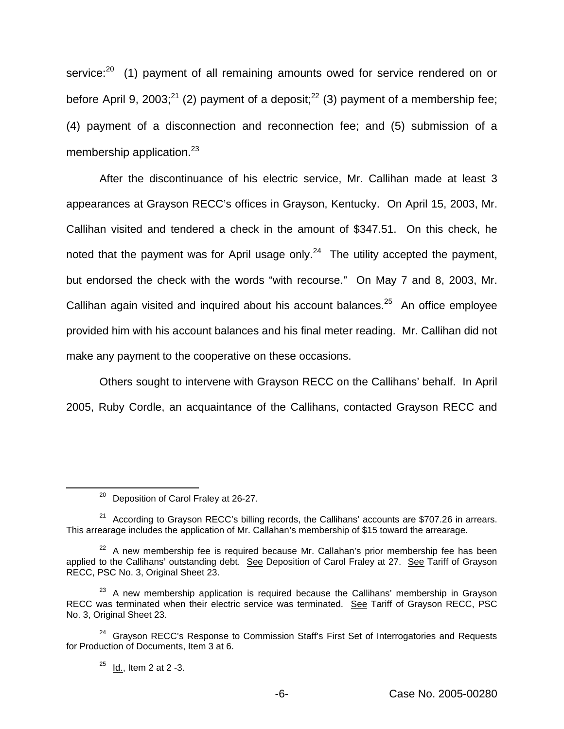service:[20] (1) payment of all remaining amounts owed for service rendered on or before April 9, 2003;[21] (2) payment of a deposit;[22] (3) payment of a membership fee; (4) payment of a disconnection and reconnection fee; and (5) submission of a membership application.[23]

After the discontinuance of his electric service, Mr. Callihan made at least 3 appearances at Grayson RECC's offices in Grayson, Kentucky. On April 15, 2003, Mr. Callihan visited and tendered a check in the amount of $347.51. On this check, he noted that the payment was for April usage only.[24] The utility accepted the payment, but endorsed the check with the words "with recourse." On May 7 and 8, 2003, Mr. Callihan again visited and inquired about his account balances.[25] An office employee provided him with his account balances and his final meter reading. Mr. Callihan did not make any payment to the cooperative on these occasions.

Others sought to intervene with Grayson RECC on the Callihans' behalf. In April 2005, Ruby Cordle, an acquaintance of the Callihans, contacted Grayson RECC and

---

[20] Deposition of Carol Fraley at 26-27.

[21] According to Grayson RECC's billing records, the Callihans' accounts are $707.26 in arrears. This arrearage includes the application of Mr. Callahan's membership of $15 toward the arrearage.

[22] A new membership fee is required because Mr. Callahan's prior membership fee has been applied to the Callihans' outstanding debt. See Deposition of Carol Fraley at 27. See Tariff of Grayson RECC, PSC No. 3, Original Sheet 23.

[23] A new membership application is required because the Callihans' membership in Grayson RECC was terminated when their electric service was terminated. See Tariff of Grayson RECC, PSC No. 3, Original Sheet 23.

[24] Grayson RECC's Response to Commission Staff's First Set of Interrogatories and Requests for Production of Documents, Item 3 at 6.

[25] Id., Item 2 at 2 -3.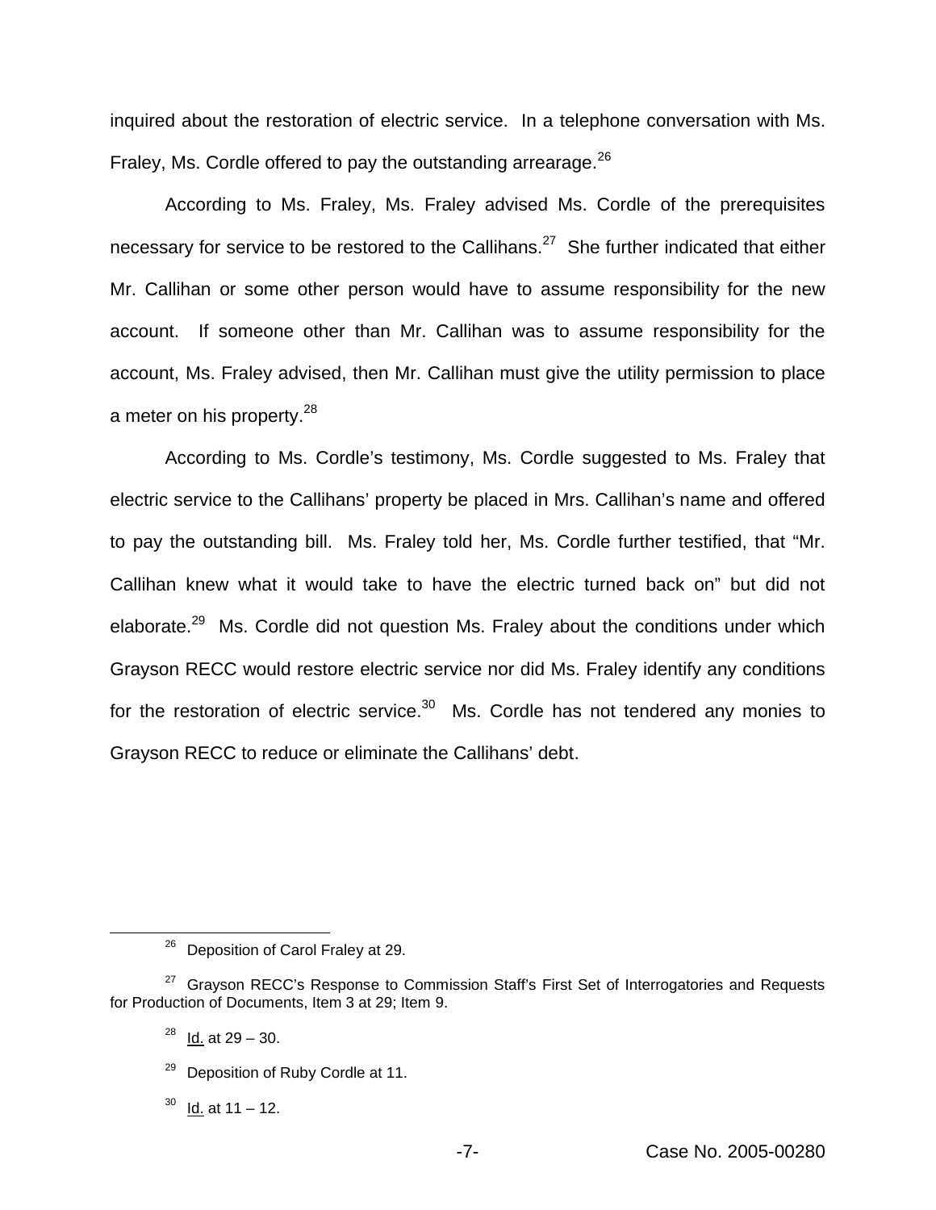inquired about the restoration of electric service. In a telephone conversation with Ms. Fraley, Ms. Cordle offered to pay the outstanding arrearage.[26]

According to Ms. Fraley, Ms. Fraley advised Ms. Cordle of the prerequisites necessary for service to be restored to the Callihans.[27] She further indicated that either Mr. Callihan or some other person would have to assume responsibility for the new account. If someone other than Mr. Callihan was to assume responsibility for the account, Ms. Fraley advised, then Mr. Callihan must give the utility permission to place a meter on his property.[28]

According to Ms. Cordle's testimony, Ms. Cordle suggested to Ms. Fraley that electric service to the Callihans' property be placed in Mrs. Callihan's name and offered to pay the outstanding bill. Ms. Fraley told her, Ms. Cordle further testified, that "Mr. Callihan knew what it would take to have the electric turned back on" but did not elaborate.[29] Ms. Cordle did not question Ms. Fraley about the conditions under which Grayson RECC would restore electric service nor did Ms. Fraley identify any conditions for the restoration of electric service.[30] Ms. Cordle has not tendered any monies to Grayson RECC to reduce or eliminate the Callihans' debt.

---

[26] Deposition of Carol Fraley at 29.

[27] Grayson RECC's Response to Commission Staff's First Set of Interrogatories and Requests for Production of Documents, Item 3 at 29; Item 9.

[28] Id. at 29 – 30.

[29] Deposition of Ruby Cordle at 11.

[30] Id. at 11 – 12.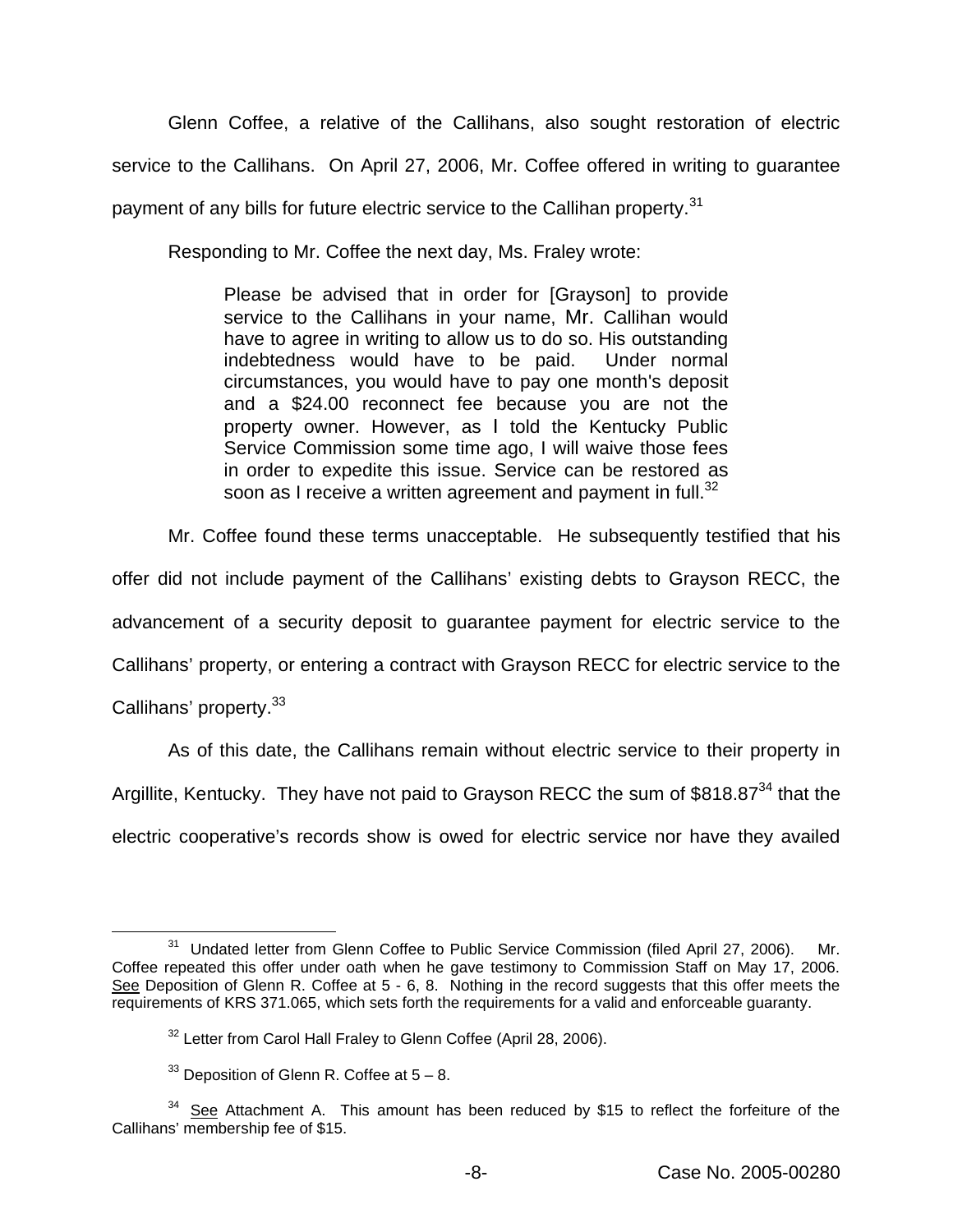Glenn Coffee, a relative of the Callihans, also sought restoration of electric service to the Callihans. On April 27, 2006, Mr. Coffee offered in writing to guarantee payment of any bills for future electric service to the Callihan property.[31]

Responding to Mr. Coffee the next day, Ms. Fraley wrote:

> Please be advised that in order for [Grayson] to provide service to the Callihans in your name, Mr. Callihan would have to agree in writing to allow us to do so. His outstanding indebtedness would have to be paid. Under normal circumstances, you would have to pay one month's deposit and a $24.00 reconnect fee because you are not the property owner. However, as I told the Kentucky Public Service Commission some time ago, I will waive those fees in order to expedite this issue. Service can be restored as soon as I receive a written agreement and payment in full.[32]

Mr. Coffee found these terms unacceptable. He subsequently testified that his offer did not include payment of the Callihans' existing debts to Grayson RECC, the advancement of a security deposit to guarantee payment for electric service to the Callihans' property, or entering a contract with Grayson RECC for electric service to the Callihans' property.[33]

As of this date, the Callihans remain without electric service to their property in Argillite, Kentucky. They have not paid to Grayson RECC the sum of $818.87[34] that the electric cooperative's records show is owed for electric service nor have they availed

---

[31] Undated letter from Glenn Coffee to Public Service Commission (filed April 27, 2006). Mr. Coffee repeated this offer under oath when he gave testimony to Commission Staff on May 17, 2006. See Deposition of Glenn R. Coffee at 5 - 6, 8. Nothing in the record suggests that this offer meets the requirements of KRS 371.065, which sets forth the requirements for a valid and enforceable guaranty.

[32] Letter from Carol Hall Fraley to Glenn Coffee (April 28, 2006).

[33] Deposition of Glenn R. Coffee at 5 – 8.

[34] See Attachment A. This amount has been reduced by $15 to reflect the forfeiture of the Callihans' membership fee of $15.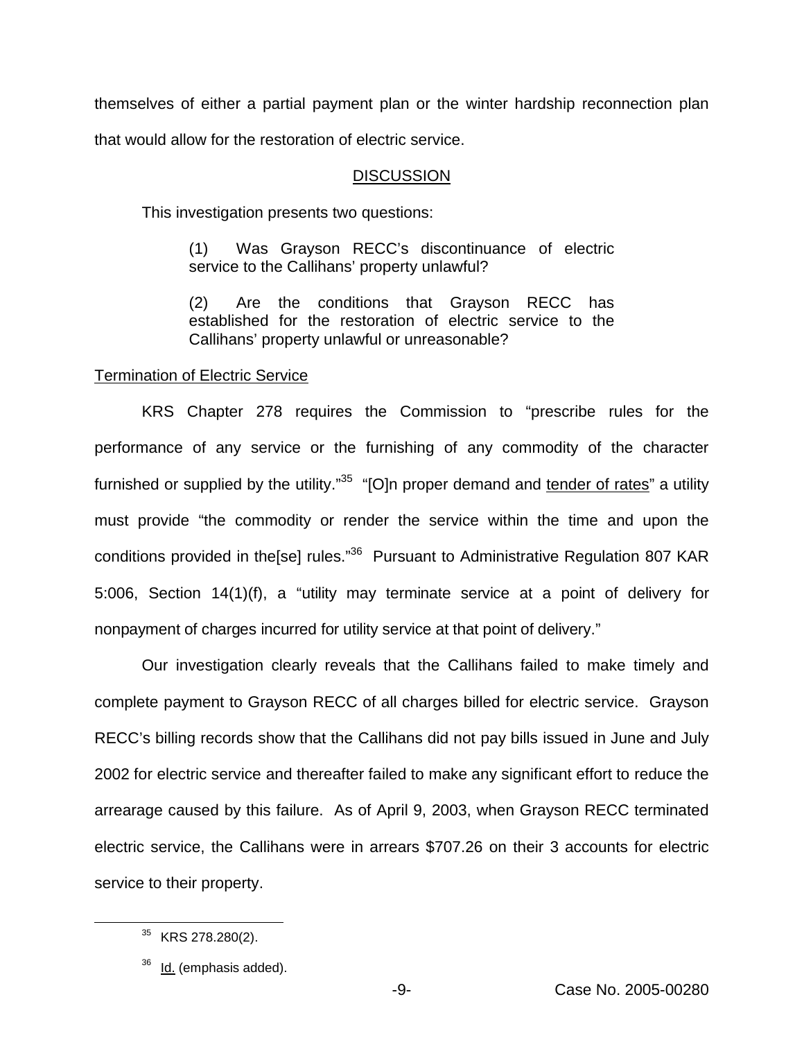themselves of either a partial payment plan or the winter hardship reconnection plan that would allow for the restoration of electric service.

## DISCUSSION

This investigation presents two questions:

> (1) Was Grayson RECC's discontinuance of electric service to the Callihans' property unlawful?
>
> (2) Are the conditions that Grayson RECC has established for the restoration of electric service to the Callihans' property unlawful or unreasonable?

### Termination of Electric Service

KRS Chapter 278 requires the Commission to "prescribe rules for the performance of any service or the furnishing of any commodity of the character furnished or supplied by the utility."[35] "[O]n proper demand and tender of rates" a utility must provide "the commodity or render the service within the time and upon the conditions provided in the[se] rules."[36] Pursuant to Administrative Regulation 807 KAR 5:006, Section 14(1)(f), a "utility may terminate service at a point of delivery for nonpayment of charges incurred for utility service at that point of delivery."

Our investigation clearly reveals that the Callihans failed to make timely and complete payment to Grayson RECC of all charges billed for electric service. Grayson RECC's billing records show that the Callihans did not pay bills issued in June and July 2002 for electric service and thereafter failed to make any significant effort to reduce the arrearage caused by this failure. As of April 9, 2003, when Grayson RECC terminated electric service, the Callihans were in arrears $707.26 on their 3 accounts for electric service to their property.

---

[35] KRS 278.280(2).

[36] Id. (emphasis added).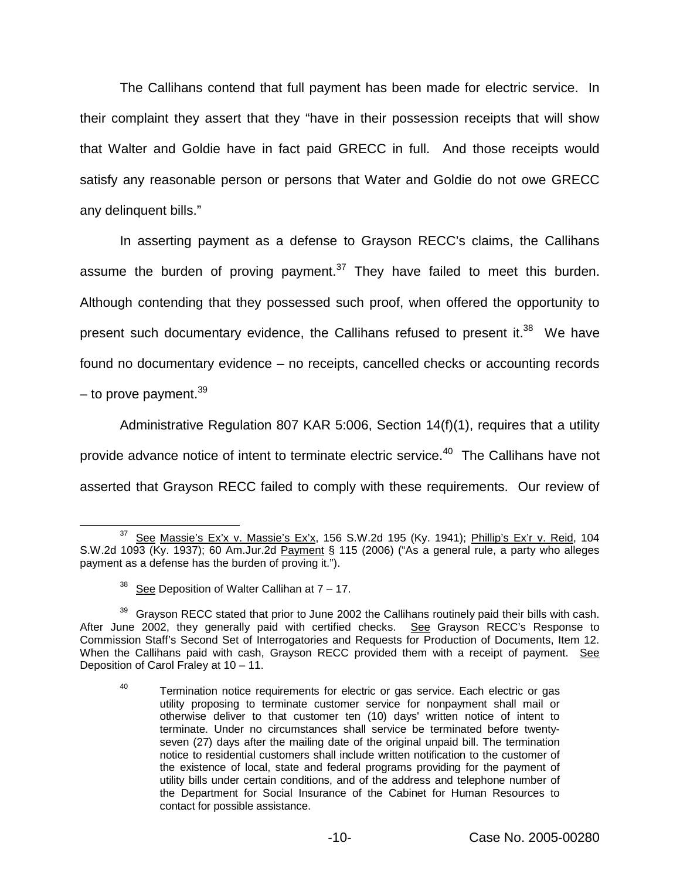The Callihans contend that full payment has been made for electric service. In their complaint they assert that they "have in their possession receipts that will show that Walter and Goldie have in fact paid GRECC in full. And those receipts would satisfy any reasonable person or persons that Water and Goldie do not owe GRECC any delinquent bills."

In asserting payment as a defense to Grayson RECC's claims, the Callihans assume the burden of proving payment.[37] They have failed to meet this burden. Although contending that they possessed such proof, when offered the opportunity to present such documentary evidence, the Callihans refused to present it.[38] We have found no documentary evidence – no receipts, cancelled checks or accounting records – to prove payment.[39]

Administrative Regulation 807 KAR 5:006, Section 14(f)(1), requires that a utility provide advance notice of intent to terminate electric service.[40] The Callihans have not asserted that Grayson RECC failed to comply with these requirements. Our review of

---

[37] See Massie's Ex'x v. Massie's Ex'x, 156 S.W.2d 195 (Ky. 1941); Phillip's Ex'r v. Reid, 104 S.W.2d 1093 (Ky. 1937); 60 Am.Jur.2d Payment § 115 (2006) ("As a general rule, a party who alleges payment as a defense has the burden of proving it.").

[38] See Deposition of Walter Callihan at 7 – 17.

[39] Grayson RECC stated that prior to June 2002 the Callihans routinely paid their bills with cash. After June 2002, they generally paid with certified checks. See Grayson RECC's Response to Commission Staff's Second Set of Interrogatories and Requests for Production of Documents, Item 12. When the Callihans paid with cash, Grayson RECC provided them with a receipt of payment. See Deposition of Carol Fraley at 10 – 11.

[40] Termination notice requirements for electric or gas service. Each electric or gas utility proposing to terminate customer service for nonpayment shall mail or otherwise deliver to that customer ten (10) days' written notice of intent to terminate. Under no circumstances shall service be terminated before twenty-seven (27) days after the mailing date of the original unpaid bill. The termination notice to residential customers shall include written notification to the customer of the existence of local, state and federal programs providing for the payment of utility bills under certain conditions, and of the address and telephone number of the Department for Social Insurance of the Cabinet for Human Resources to contact for possible assistance.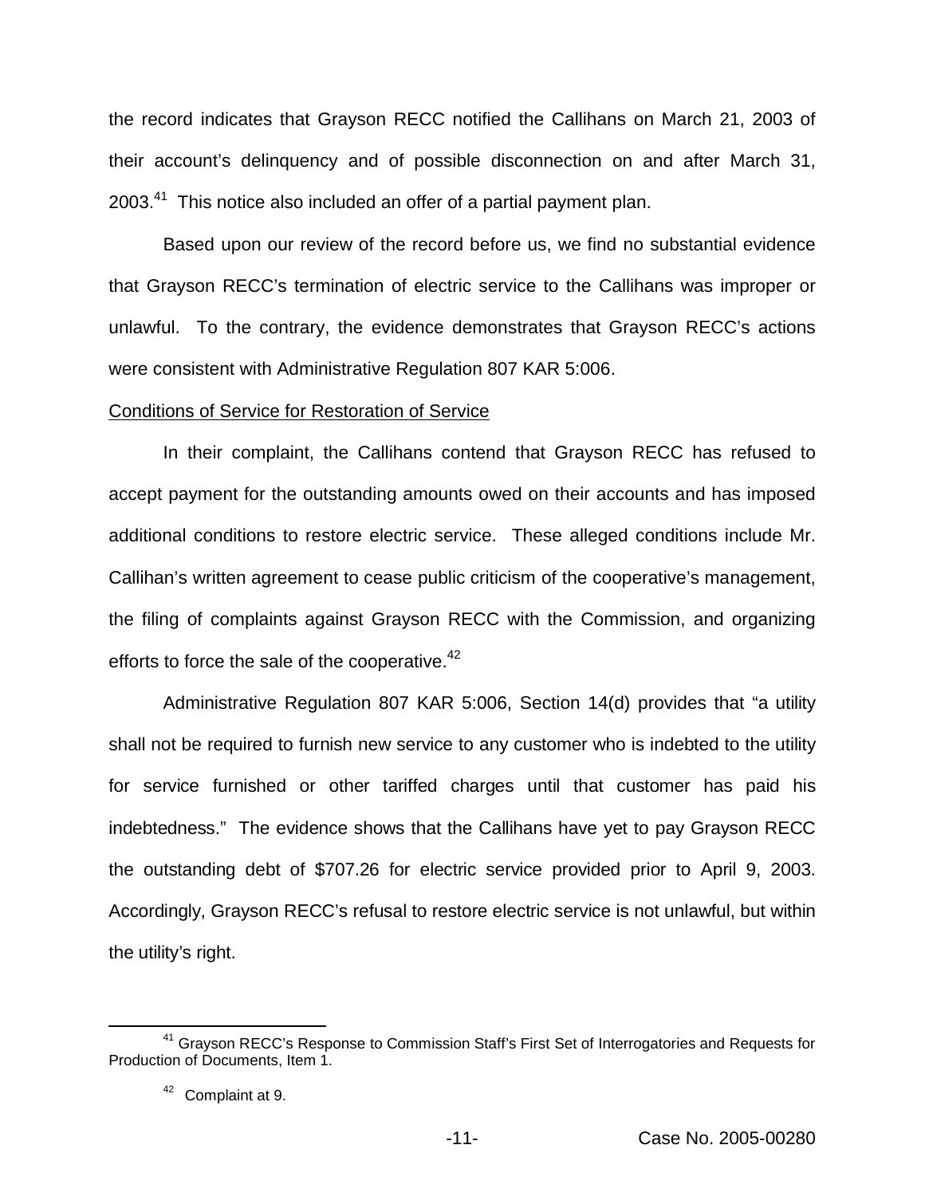the record indicates that Grayson RECC notified the Callihans on March 21, 2003 of their account's delinquency and of possible disconnection on and after March 31, 2003.[41] This notice also included an offer of a partial payment plan.

Based upon our review of the record before us, we find no substantial evidence that Grayson RECC's termination of electric service to the Callihans was improper or unlawful. To the contrary, the evidence demonstrates that Grayson RECC's actions were consistent with Administrative Regulation 807 KAR 5:006.

Conditions of Service for Restoration of Service

In their complaint, the Callihans contend that Grayson RECC has refused to accept payment for the outstanding amounts owed on their accounts and has imposed additional conditions to restore electric service. These alleged conditions include Mr. Callihan's written agreement to cease public criticism of the cooperative's management, the filing of complaints against Grayson RECC with the Commission, and organizing efforts to force the sale of the cooperative.[42]

Administrative Regulation 807 KAR 5:006, Section 14(d) provides that "a utility shall not be required to furnish new service to any customer who is indebted to the utility for service furnished or other tariffed charges until that customer has paid his indebtedness." The evidence shows that the Callihans have yet to pay Grayson RECC the outstanding debt of $707.26 for electric service provided prior to April 9, 2003. Accordingly, Grayson RECC's refusal to restore electric service is not unlawful, but within the utility's right.

[41] Grayson RECC's Response to Commission Staff's First Set of Interrogatories and Requests for Production of Documents, Item 1.

[42] Complaint at 9.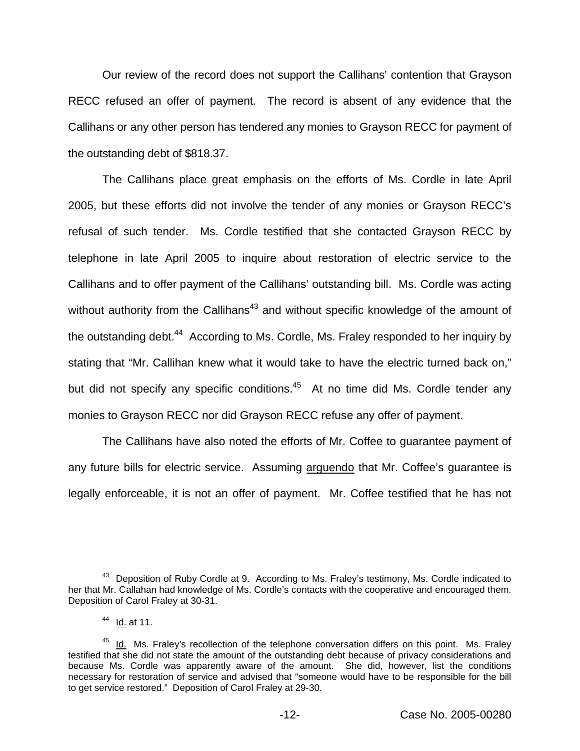Our review of the record does not support the Callihans' contention that Grayson RECC refused an offer of payment. The record is absent of any evidence that the Callihans or any other person has tendered any monies to Grayson RECC for payment of the outstanding debt of $818.37.

The Callihans place great emphasis on the efforts of Ms. Cordle in late April 2005, but these efforts did not involve the tender of any monies or Grayson RECC's refusal of such tender. Ms. Cordle testified that she contacted Grayson RECC by telephone in late April 2005 to inquire about restoration of electric service to the Callihans and to offer payment of the Callihans' outstanding bill. Ms. Cordle was acting without authority from the Callihans[43] and without specific knowledge of the amount of the outstanding debt.[44] According to Ms. Cordle, Ms. Fraley responded to her inquiry by stating that "Mr. Callihan knew what it would take to have the electric turned back on," but did not specify any specific conditions.[45] At no time did Ms. Cordle tender any monies to Grayson RECC nor did Grayson RECC refuse any offer of payment.

The Callihans have also noted the efforts of Mr. Coffee to guarantee payment of any future bills for electric service. Assuming arguendo that Mr. Coffee's guarantee is legally enforceable, it is not an offer of payment. Mr. Coffee testified that he has not

---

[43] Deposition of Ruby Cordle at 9. According to Ms. Fraley's testimony, Ms. Cordle indicated to her that Mr. Callahan had knowledge of Ms. Cordle's contacts with the cooperative and encouraged them. Deposition of Carol Fraley at 30-31.

[44] Id. at 11.

[45] Id. Ms. Fraley's recollection of the telephone conversation differs on this point. Ms. Fraley testified that she did not state the amount of the outstanding debt because of privacy considerations and because Ms. Cordle was apparently aware of the amount. She did, however, list the conditions necessary for restoration of service and advised that "someone would have to be responsible for the bill to get service restored." Deposition of Carol Fraley at 29-30.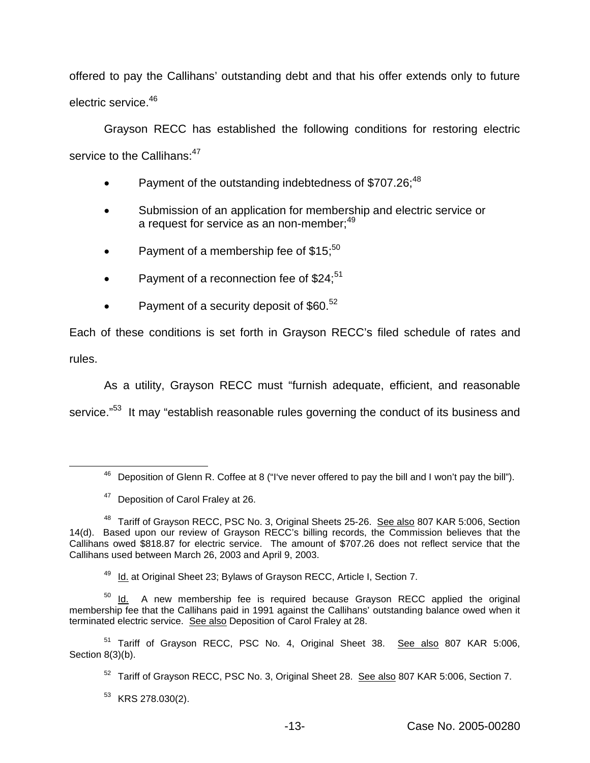offered to pay the Callihans' outstanding debt and that his offer extends only to future electric service.[46]

Grayson RECC has established the following conditions for restoring electric service to the Callihans:[47]

- Payment of the outstanding indebtedness of $707.26;[48]
- Submission of an application for membership and electric service or a request for service as an non-member;[49]
- Payment of a membership fee of $15;[50]
- Payment of a reconnection fee of $24;[51]
- Payment of a security deposit of $60.[52]

Each of these conditions is set forth in Grayson RECC's filed schedule of rates and rules.

As a utility, Grayson RECC must "furnish adequate, efficient, and reasonable service."[53] It may "establish reasonable rules governing the conduct of its business and

---

[46] Deposition of Glenn R. Coffee at 8 ("I've never offered to pay the bill and I won't pay the bill").

[47] Deposition of Carol Fraley at 26.

[48] Tariff of Grayson RECC, PSC No. 3, Original Sheets 25-26. See also 807 KAR 5:006, Section 14(d). Based upon our review of Grayson RECC's billing records, the Commission believes that the Callihans owed $818.87 for electric service. The amount of $707.26 does not reflect service that the Callihans used between March 26, 2003 and April 9, 2003.

[49] Id. at Original Sheet 23; Bylaws of Grayson RECC, Article I, Section 7.

[50] Id. A new membership fee is required because Grayson RECC applied the original membership fee that the Callihans paid in 1991 against the Callihans' outstanding balance owed when it terminated electric service. See also Deposition of Carol Fraley at 28.

[51] Tariff of Grayson RECC, PSC No. 4, Original Sheet 38. See also 807 KAR 5:006, Section 8(3)(b).

[52] Tariff of Grayson RECC, PSC No. 3, Original Sheet 28. See also 807 KAR 5:006, Section 7.

[53] KRS 278.030(2).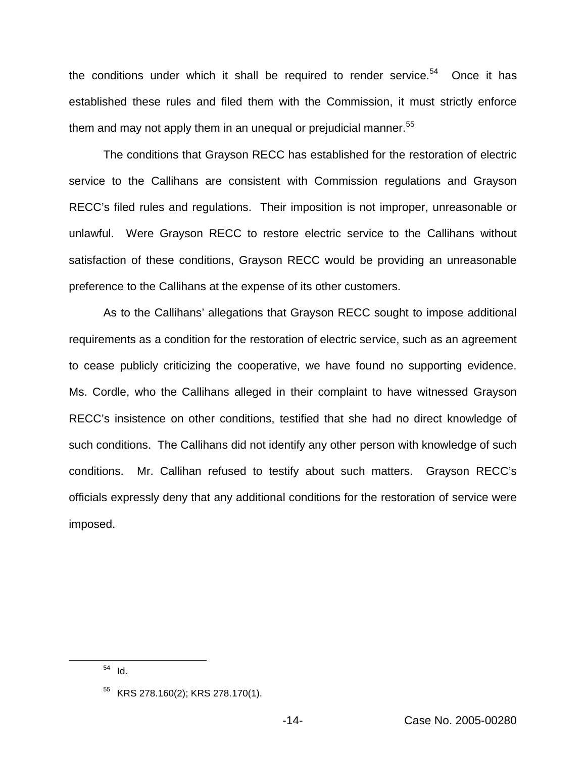the conditions under which it shall be required to render service.[54] Once it has established these rules and filed them with the Commission, it must strictly enforce them and may not apply them in an unequal or prejudicial manner.[55]

The conditions that Grayson RECC has established for the restoration of electric service to the Callihans are consistent with Commission regulations and Grayson RECC's filed rules and regulations. Their imposition is not improper, unreasonable or unlawful. Were Grayson RECC to restore electric service to the Callihans without satisfaction of these conditions, Grayson RECC would be providing an unreasonable preference to the Callihans at the expense of its other customers.

As to the Callihans' allegations that Grayson RECC sought to impose additional requirements as a condition for the restoration of electric service, such as an agreement to cease publicly criticizing the cooperative, we have found no supporting evidence. Ms. Cordle, who the Callihans alleged in their complaint to have witnessed Grayson RECC's insistence on other conditions, testified that she had no direct knowledge of such conditions. The Callihans did not identify any other person with knowledge of such conditions. Mr. Callihan refused to testify about such matters. Grayson RECC's officials expressly deny that any additional conditions for the restoration of service were imposed.

---

[54] Id.

[55] KRS 278.160(2); KRS 278.170(1).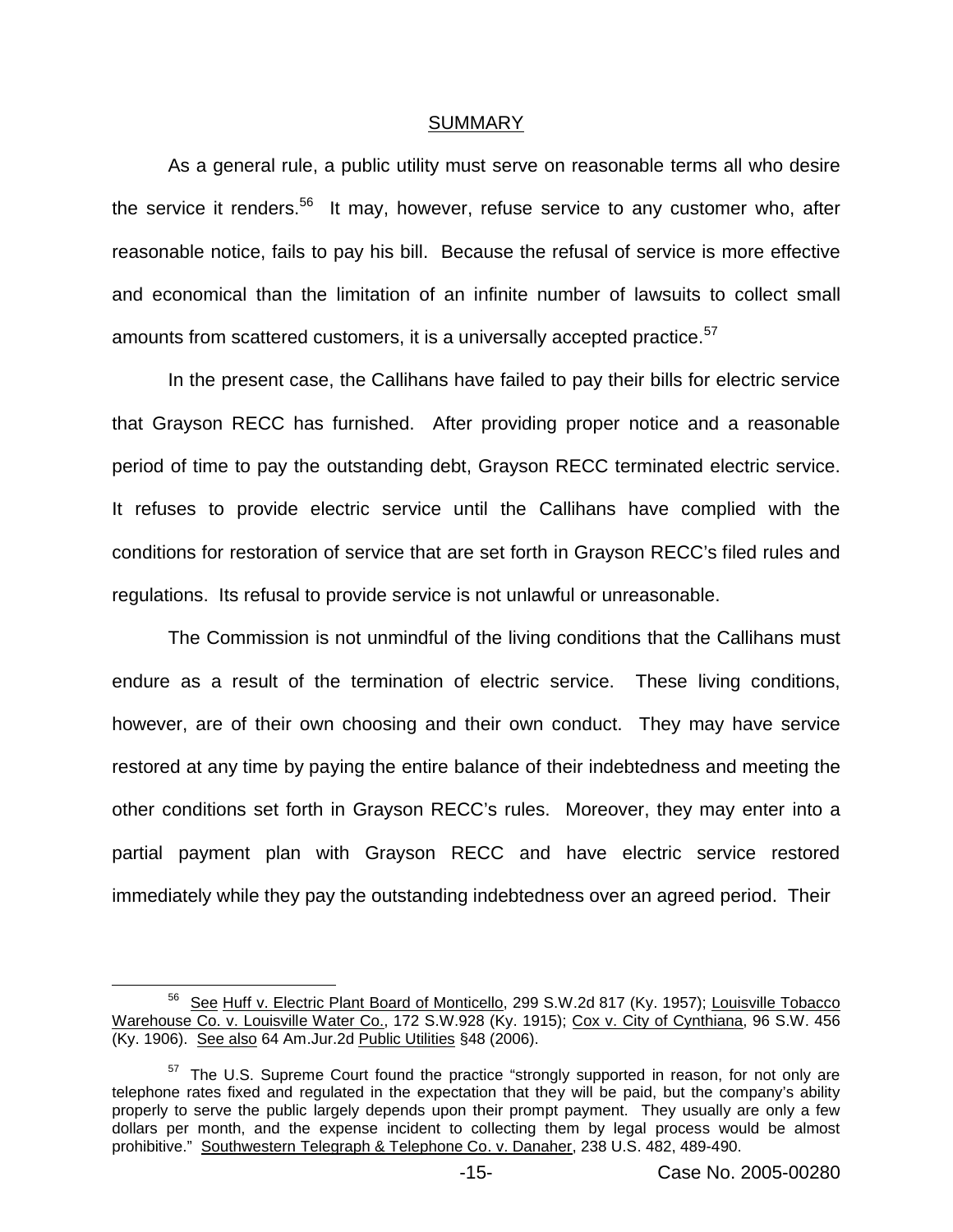## SUMMARY

As a general rule, a public utility must serve on reasonable terms all who desire the service it renders.[56] It may, however, refuse service to any customer who, after reasonable notice, fails to pay his bill. Because the refusal of service is more effective and economical than the limitation of an infinite number of lawsuits to collect small amounts from scattered customers, it is a universally accepted practice.[57]

In the present case, the Callihans have failed to pay their bills for electric service that Grayson RECC has furnished. After providing proper notice and a reasonable period of time to pay the outstanding debt, Grayson RECC terminated electric service. It refuses to provide electric service until the Callihans have complied with the conditions for restoration of service that are set forth in Grayson RECC's filed rules and regulations. Its refusal to provide service is not unlawful or unreasonable.

The Commission is not unmindful of the living conditions that the Callihans must endure as a result of the termination of electric service. These living conditions, however, are of their own choosing and their own conduct. They may have service restored at any time by paying the entire balance of their indebtedness and meeting the other conditions set forth in Grayson RECC's rules. Moreover, they may enter into a partial payment plan with Grayson RECC and have electric service restored immediately while they pay the outstanding indebtedness over an agreed period. Their

---

[56] See Huff v. Electric Plant Board of Monticello, 299 S.W.2d 817 (Ky. 1957); Louisville Tobacco Warehouse Co. v. Louisville Water Co., 172 S.W.928 (Ky. 1915); Cox v. City of Cynthiana, 96 S.W. 456 (Ky. 1906). See also 64 Am.Jur.2d Public Utilities §48 (2006).

[57] The U.S. Supreme Court found the practice "strongly supported in reason, for not only are telephone rates fixed and regulated in the expectation that they will be paid, but the company's ability properly to serve the public largely depends upon their prompt payment. They usually are only a few dollars per month, and the expense incident to collecting them by legal process would be almost prohibitive." Southwestern Telegraph & Telephone Co. v. Danaher, 238 U.S. 482, 489-490.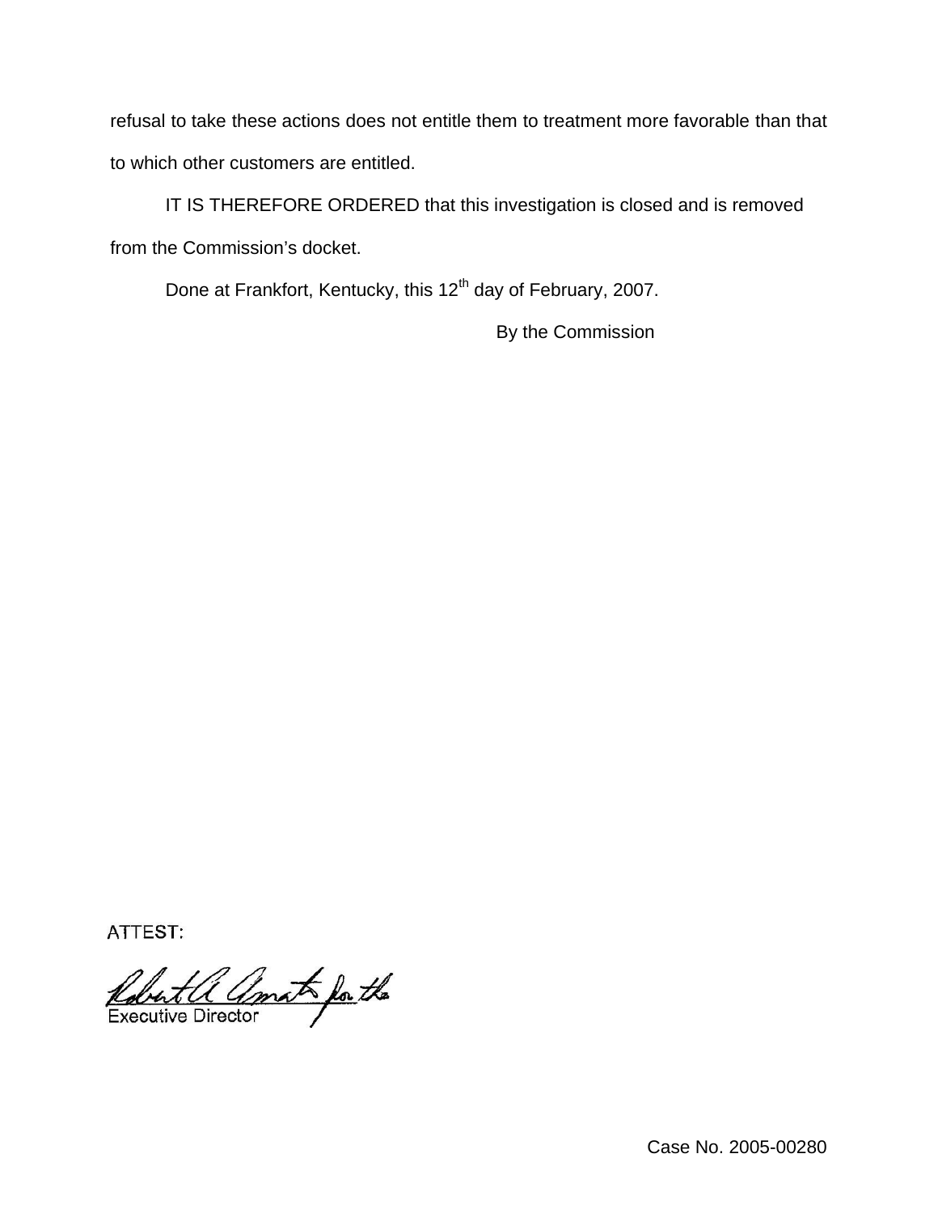refusal to take these actions does not entitle them to treatment more favorable than that to which other customers are entitled.

IT IS THEREFORE ORDERED that this investigation is closed and is removed from the Commission's docket.

Done at Frankfort, Kentucky, this 12th day of February, 2007.

By the Commission

ATTEST:

Robert A. Amato for the
Executive Director

Case No. 2005-00280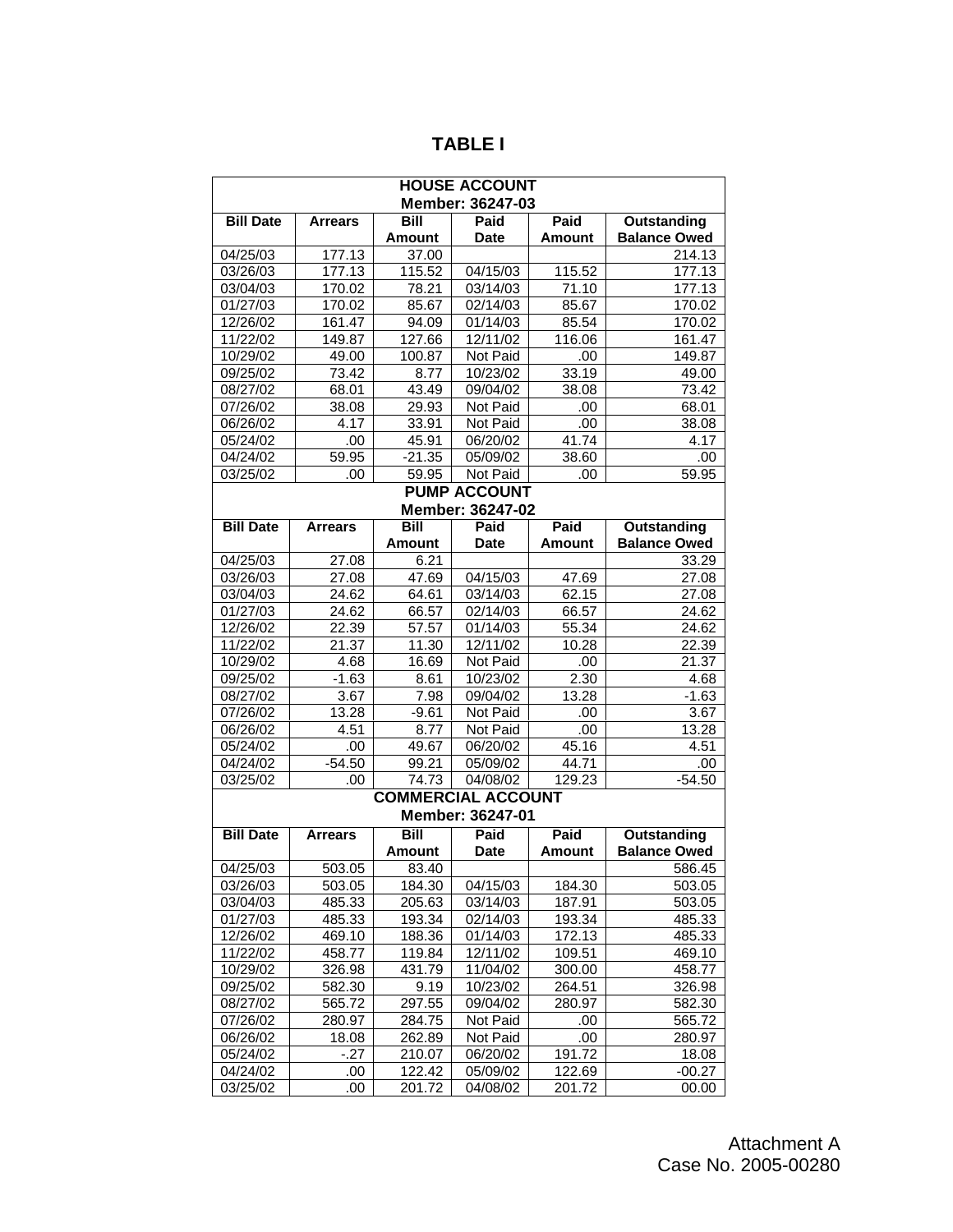# TABLE I

| HOUSE ACCOUNT Member: 36247-03 | | | | | |
|---|---|---|---|---|---|
| **Bill Date** | **Arrears** | **Bill Amount** | **Paid Date** | **Paid Amount** | **Outstanding Balance Owed** |
| 04/25/03 | 177.13 | 37.00 | | | 214.13 |
| 03/26/03 | 177.13 | 115.52 | 04/15/03 | 115.52 | 177.13 |
| 03/04/03 | 170.02 | 78.21 | 03/14/03 | 71.10 | 177.13 |
| 01/27/03 | 170.02 | 85.67 | 02/14/03 | 85.67 | 170.02 |
| 12/26/02 | 161.47 | 94.09 | 01/14/03 | 85.54 | 170.02 |
| 11/22/02 | 149.87 | 127.66 | 12/11/02 | 116.06 | 161.47 |
| 10/29/02 | 49.00 | 100.87 | Not Paid | .00 | 149.87 |
| 09/25/02 | 73.42 | 8.77 | 10/23/02 | 33.19 | 49.00 |
| 08/27/02 | 68.01 | 43.49 | 09/04/02 | 38.08 | 73.42 |
| 07/26/02 | 38.08 | 29.93 | Not Paid | .00 | 68.01 |
| 06/26/02 | 4.17 | 33.91 | Not Paid | .00 | 38.08 |
| 05/24/02 | .00 | 45.91 | 06/20/02 | 41.74 | 4.17 |
| 04/24/02 | 59.95 | -21.35 | 05/09/02 | 38.60 | .00 |
| 03/25/02 | .00 | 59.95 | Not Paid | .00 | 59.95 |

| PUMP ACCOUNT Member: 36247-02 | | | | | |
|---|---|---|---|---|---|
| **Bill Date** | **Arrears** | **Bill Amount** | **Paid Date** | **Paid Amount** | **Outstanding Balance Owed** |
| 04/25/03 | 27.08 | 6.21 | | | 33.29 |
| 03/26/03 | 27.08 | 47.69 | 04/15/03 | 47.69 | 27.08 |
| 03/04/03 | 24.62 | 64.61 | 03/14/03 | 62.15 | 27.08 |
| 01/27/03 | 24.62 | 66.57 | 02/14/03 | 66.57 | 24.62 |
| 12/26/02 | 22.39 | 57.57 | 01/14/03 | 55.34 | 24.62 |
| 11/22/02 | 21.37 | 11.30 | 12/11/02 | 10.28 | 22.39 |
| 10/29/02 | 4.68 | 16.69 | Not Paid | .00 | 21.37 |
| 09/25/02 | -1.63 | 8.61 | 10/23/02 | 2.30 | 4.68 |
| 08/27/02 | 3.67 | 7.98 | 09/04/02 | 13.28 | -1.63 |
| 07/26/02 | 13.28 | -9.61 | Not Paid | .00 | 3.67 |
| 06/26/02 | 4.51 | 8.77 | Not Paid | .00 | 13.28 |
| 05/24/02 | .00 | 49.67 | 06/20/02 | 45.16 | 4.51 |
| 04/24/02 | -54.50 | 99.21 | 05/09/02 | 44.71 | .00 |
| 03/25/02 | .00 | 74.73 | 04/08/02 | 129.23 | -54.50 |

| COMMERCIAL ACCOUNT Member: 36247-01 | | | | | |
|---|---|---|---|---|---|
| **Bill Date** | **Arrears** | **Bill Amount** | **Paid Date** | **Paid Amount** | **Outstanding Balance Owed** |
| 04/25/03 | 503.05 | 83.40 | | | 586.45 |
| 03/26/03 | 503.05 | 184.30 | 04/15/03 | 184.30 | 503.05 |
| 03/04/03 | 485.33 | 205.63 | 03/14/03 | 187.91 | 503.05 |
| 01/27/03 | 485.33 | 193.34 | 02/14/03 | 193.34 | 485.33 |
| 12/26/02 | 469.10 | 188.36 | 01/14/03 | 172.13 | 485.33 |
| 11/22/02 | 458.77 | 119.84 | 12/11/02 | 109.51 | 469.10 |
| 10/29/02 | 326.98 | 431.79 | 11/04/02 | 300.00 | 458.77 |
| 09/25/02 | 582.30 | 9.19 | 10/23/02 | 264.51 | 326.98 |
| 08/27/02 | 565.72 | 297.55 | 09/04/02 | 280.97 | 582.30 |
| 07/26/02 | 280.97 | 284.75 | Not Paid | .00 | 565.72 |
| 06/26/02 | 18.08 | 262.89 | Not Paid | .00 | 280.97 |
| 05/24/02 | -.27 | 210.07 | 06/20/02 | 191.72 | 18.08 |
| 04/24/02 | .00 | 122.42 | 05/09/02 | 122.69 | -00.27 |
| 03/25/02 | .00 | 201.72 | 04/08/02 | 201.72 | 00.00 |

Attachment A
Case No. 2005-00280